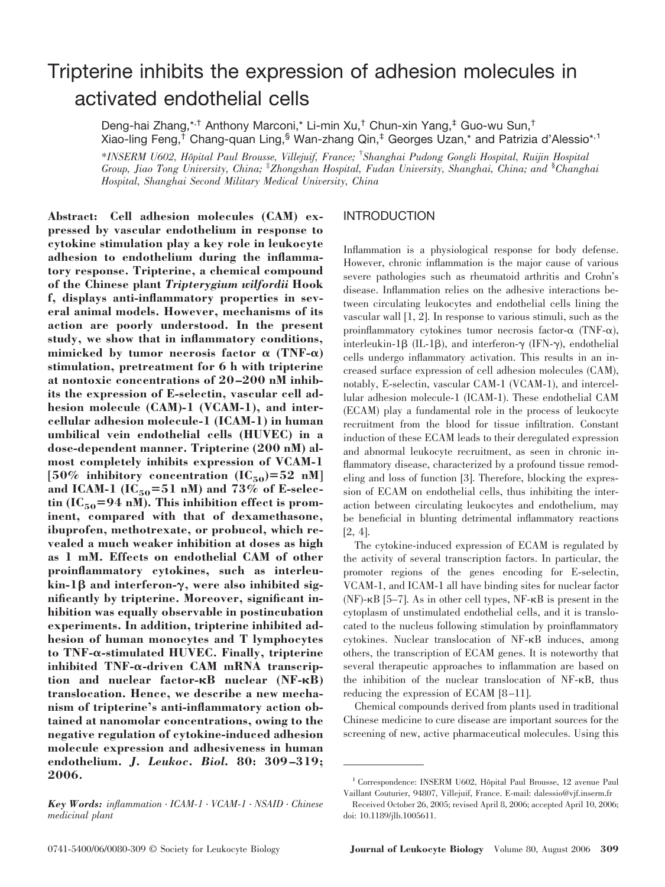# Tripterine inhibits the expression of adhesion molecules in activated endothelial cells

Deng-hai Zhang,*,† Anthony Marconi,* Li-min Xu,† Chun-xin Yang,‡ Guo-wu Sun,† Xiao-ling Feng,† Chang-quan Ling,§ Wan-zhang Qin,‡ Georges Uzan,* and Patrizia d'Alessio*,[1]

*INSERM U602, Hôpital Paul Brousse, Villejuif, France; †Shanghai Pudong Gongli Hospital, Ruijin Hospital Group, Jiao Tong University, China; ‡Zhongshan Hospital, Fudan University, Shanghai, China; and §Changhai Hospital, Shanghai Second Military Medical University, China

**Abstract: Cell adhesion molecules (CAM) expressed by vascular endothelium in response to cytokine stimulation play a key role in leukocyte adhesion to endothelium during the inflammatory response. Tripterene, a chemical compound of the Chinese plant *Tripterygium wilfordii* Hook f, displays anti-inflammatory properties in several animal models. However, mechanisms of its action are poorly understood. In the present study, we show that in inflammatory conditions, mimicked by tumor necrosis factor α (TNF-α) stimulation, pretreatment for 6 h with tripterine at nontoxic concentrations of 20–200 nM inhibits the expression of E-selectin, vascular cell adhesion molecule (CAM)-1 (VCAM-1), and intercellular adhesion molecule-1 (ICAM-1) in human umbilical vein endothelial cells (HUVEC) in a dose-dependent manner. Tripterine (200 nM) almost completely inhibits expression of VCAM-1 [50% inhibitory concentration ($IC_{50}$)=52 nM] and ICAM-1 ($IC_{50}$=51 nM) and 73% of E-selectin ($IC_{50}$=94 nM). This inhibition effect is prominent, compared with that of dexamethasone, ibuprofen, methotrexate, or probucol, which revealed a much weaker inhibition at doses as high as 1 mM. Effects on endothelial CAM of other proinflammatory cytokines, such as interleukin-1β and interferon-γ, were also inhibited significantly by tripterine. Moreover, significant inhibition was equally observable in postincubation experiments. In addition, tripterine inhibited adhesion of human monocytes and T lymphocytes to TNF-α-stimulated HUVEC. Finally, tripterine inhibited TNF-α-driven CAM mRNA transcription and nuclear factor-κB nuclear (NF-κB) translocation. Hence, we describe a new mechanism of tripterine's anti-inflammatory action obtained at nanomolar concentrations, owing to the negative regulation of cytokine-induced adhesion molecule expression and adhesiveness in human endothelium. *J. Leukoc. Biol.* 80: 309–319; 2006.**

*Key Words: inflammation · ICAM-1 · VCAM-1 · NSAID · Chinese medicinal plant*

## INTRODUCTION

Inflammation is a physiological response for body defense. However, chronic inflammation is the major cause of various severe pathologies such as rheumatoid arthritis and Crohn's disease. Inflammation relies on the adhesive interactions between circulating leukocytes and endothelial cells lining the vascular wall [1, 2]. In response to various stimuli, such as the proinflammatory cytokines tumor necrosis factor-α (TNF-α), interleukin-1β (IL-1β), and interferon-γ (IFN-γ), endothelial cells undergo inflammatory activation. This results in an increased surface expression of cell adhesion molecules (CAM), notably, E-selectin, vascular CAM-1 (VCAM-1), and intercellular adhesion molecule-1 (ICAM-1). These endothelial CAM (ECAM) play a fundamental role in the process of leukocyte recruitment from the blood for tissue infiltration. Constant induction of these ECAM leads to their deregulated expression and abnormal leukocyte recruitment, as seen in chronic inflammatory disease, characterized by a profound tissue remodeling and loss of function [3]. Therefore, blocking the expression of ECAM on endothelial cells, thus inhibiting the interaction between circulating leukocytes and endothelium, may be beneficial in blunting detrimental inflammatory reactions [2, 4].

The cytokine-induced expression of ECAM is regulated by the activity of several transcription factors. In particular, the promoter regions of the genes encoding for E-selectin, VCAM-1, and ICAM-1 all have binding sites for nuclear factor (NF)-κB [5–7]. As in other cell types, NF-κB is present in the cytoplasm of unstimulated endothelial cells, and it is translocated to the nucleus following stimulation by proinflammatory cytokines. Nuclear translocation of NF-κB induces, among others, the transcription of ECAM genes. It is noteworthy that several therapeutic approaches to inflammation are based on the inhibition of the nuclear translocation of NF-κB, thus reducing the expression of ECAM [8–11].

Chemical compounds derived from plants used in traditional Chinese medicine to cure disease are important sources for the screening of new, active pharmaceutical molecules. Using this

[1] Correspondence: INSERM U602, Hôpital Paul Brousse, 12 avenue Paul Vaillant Couturier, 94807, Villejuif, France. E-mail: dalessio@vjf.inserm.fr

Received October 26, 2005; revised April 8, 2006; accepted April 10, 2006; doi: 10.1189/jlb.1005611.

0741-5400/06/0080-309 © Society for Leukocyte Biology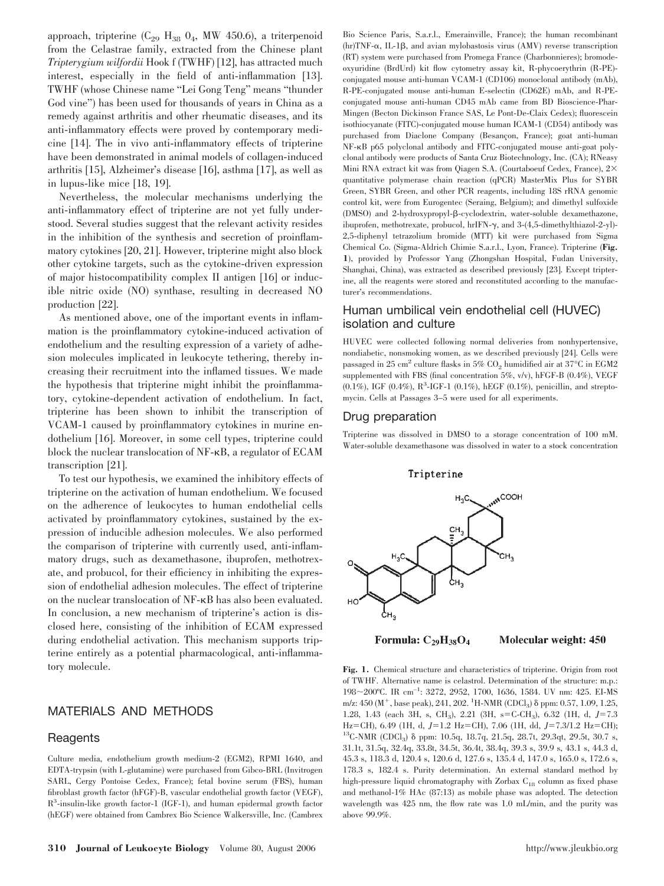approach, tripterine ($C_{29}H_{38}O_4$, MW 450.6), a triterpenoid from the Celastrae family, extracted from the Chinese plant *Tripterygium wilfordii* Hook f (TWHF) [12], has attracted much interest, especially in the field of anti-inflammation [13]. TWHF (whose Chinese name "Lei Gong Teng" means "thunder God vine") has been used for thousands of years in China as a remedy against arthritis and other rheumatic diseases, and its anti-inflammatory effects were proved by contemporary medicine [14]. The in vivo anti-inflammatory effects of tripterine have been demonstrated in animal models of collagen-induced arthritis [15], Alzheimer's disease [16], asthma [17], as well as in lupus-like mice [18, 19].

Nevertheless, the molecular mechanisms underlying the anti-inflammatory effect of tripterine are not yet fully understood. Several studies suggest that the relevant activity resides in the inhibition of the synthesis and secretion of proinflammatory cytokines [20, 21]. However, tripterine might also block other cytokine targets, such as the cytokine-driven expression of major histocompatibility complex II antigen [16] or inducible nitric oxide (NO) synthase, resulting in decreased NO production [22].

As mentioned above, one of the important events in inflammation is the proinflammatory cytokine-induced activation of endothelium and the resulting expression of a variety of adhesion molecules implicated in leukocyte tethering, thereby increasing their recruitment into the inflamed tissues. We made the hypothesis that tripterine might inhibit the proinflammatory, cytokine-dependent activation of endothelium. In fact, tripterine has been shown to inhibit the transcription of VCAM-1 caused by proinflammatory cytokines in murine endothelium [16]. Moreover, in some cell types, tripterine could block the nuclear translocation of NF-κB, a regulator of ECAM transcription [21].

To test our hypothesis, we examined the inhibitory effects of tripterine on the activation of human endothelium. We focused on the adherence of leukocytes to human endothelial cells activated by proinflammatory cytokines, sustained by the expression of inducible adhesion molecules. We also performed the comparison of tripterine with currently used, anti-inflammatory drugs, such as dexamethasone, ibuprofen, methotrexate, and probucol, for their efficiency in inhibiting the expression of endothelial adhesion molecules. The effect of tripterine on the nuclear translocation of NF-κB has also been evaluated. In conclusion, a new mechanism of tripterine's action is disclosed here, consisting of the inhibition of ECAM expressed during endothelial activation. This mechanism supports tripterine entirely as a potential pharmacological, anti-inflammatory molecule.

## MATERIALS AND METHODS

### Reagents

Culture media, endothelium growth medium-2 (EGM2), RPMI 1640, and EDTA-trypsin (with L-glutamine) were purchased from Gibco-BRL (Invitrogen SARL, Cergy Pontoise Cedex, France); fetal bovine serum (FBS), human fibroblast growth factor (hFGF)-B, vascular endothelial growth factor (VEGF), $R^3$-insulin-like growth factor-1 (IGF-1), and human epidermal growth factor (hEGF) were obtained from Cambrex Bio Science Walkersville, Inc. (Cambrex Bio Science Paris, S.a.r.l., Emerainville, France); the human recombinant (hr)TNF-α, IL-1β, and avian mylobastosis virus (AMV) reverse transcription (RT) system were purchased from Promega France (Charbonnieres); bromodeoxyuridine (BrdUrd) kit flow cytometry assay kit, R-phycoerythrin (R-PE)-conjugated mouse anti-human VCAM-1 (CD106) monoclonal antibody (mAb), R-PE-conjugated mouse anti-human E-selectin (CD62E) mAb, and R-PE-conjugated mouse anti-human CD45 mAb came from BD Bioscience-Pharmingen (Becton Dickinson France SAS, Le Pont-De-Claix Cedex); fluorescein isothiocyanate (FITC)-conjugated mouse human ICAM-1 (CD54) antibody was purchased from Diaclone Company (Besançon, France); goat anti-human NF-κB p65 polyclonal antibody and FITC-conjugated mouse anti-goat polyclonal antibody were products of Santa Cruz Biotechnology, Inc. (CA); RNeasy Mini RNA extract kit was from Qiagen S.A. (Courtaboeuf Cedex, France), 2× quantitative polymerase chain reaction (qPCR) MasterMix Plus for SYBR Green, SYBR Green, and other PCR reagents, including 18S rRNA genomic control kit, were from Eurogentec (Seraing, Belgium); and dimethyl sulfoxide (DMSO) and 2-hydroxypropyl-β-cyclodextrin, water-soluble dexamethazone, ibuprofen, methotrexate, probucol, hrIFN-γ, and 3-(4,5-dimethylthiazol-2-yl)-2,5-diphenyl tetrazolium bromide (MTT) kit were purchased from Sigma Chemical Co. (Sigma-Aldrich Chimie S.a.r.l., Lyon, France). Tripterine (**Fig. 1**), provided by Professor Yang (Zhongshan Hospital, Fudan University, Shanghai, China), was extracted as described previously [23]. Except tripterine, all the reagents were stored and reconstituted according to the manufacturer's recommendations.

### Human umbilical vein endothelial cell (HUVEC) isolation and culture

HUVEC were collected following normal deliveries from nonhypertensive, nondiabetic, nonsmoking women, as we described previously [24]. Cells were passaged in 25 $cm^2$ culture flasks in 5% $CO_2$ humidified air at 37°C in EGM2 supplemented with FBS (final concentration 5%, v/v), hFGF-B (0.4%), VEGF (0.1%), IGF (0.4%), $R^3$-IGF-1 (0.1%), hEGF (0.1%), penicillin, and streptomycin. Cells at Passages 3–5 were used for all experiments.

### Drug preparation

Tripterine was dissolved in DMSO to a storage concentration of 100 mM. Water-soluble dexamethasone was dissolved in water to a stock concentration

Tripterine

Formula: $C_{29}H_{38}O_4$ Molecular weight: 450

**Fig. 1.** Chemical structure and characteristics of tripterine. Origin from root of TWHF. Alternative name is celastrol. Determination of the structure: m.p.: 198~200°C. IR $cm^{-1}$: 3272, 2952, 1700, 1636, 1584. UV nm: 425. EI-MS m/z: 450 ($M^+$, base peak), 241, 202. $^1$H-NMR ($CDCl_3$) δ ppm: 0.57, 1.09, 1.25, 1.28, 1.43 (each 3H, s, $CH_3$), 2.21 (3H, s=C-$CH_3$), 6.32 (1H, d, $J$=7.3 Hz=CH), 6.49 (1H, d, $J$=1.2 Hz=CH), 7.06 (1H, dd, $J$=7.3/1.2 Hz=CH); $^{13}$C-NMR ($CDCl_3$) δ ppm: 10.5q, 18.7q, 21.5q, 28.7t, 29.3qt, 29.5t, 30.7 s, 31.1t, 31.5q, 32.4q, 33.8t, 34.5t, 36.4t, 38.4q, 39.3 s, 39.9 s, 43.1 s, 44.3 d, 45.3 s, 118.3 d, 120.4 s, 120.6 d, 127.6 s, 135.4 d, 147.0 s, 165.0 s, 172.6 s, 178.3 s, 182.4 s. Purity determination. An external standard method by high-pressure liquid chromatography with Zorbax $C_{18}$ column as fixed phase and methanol-1% HAc (87:13) as mobile phase was adopted. The detection wavelength was 425 nm, the flow rate was 1.0 mL/min, and the purity was above 99.9%.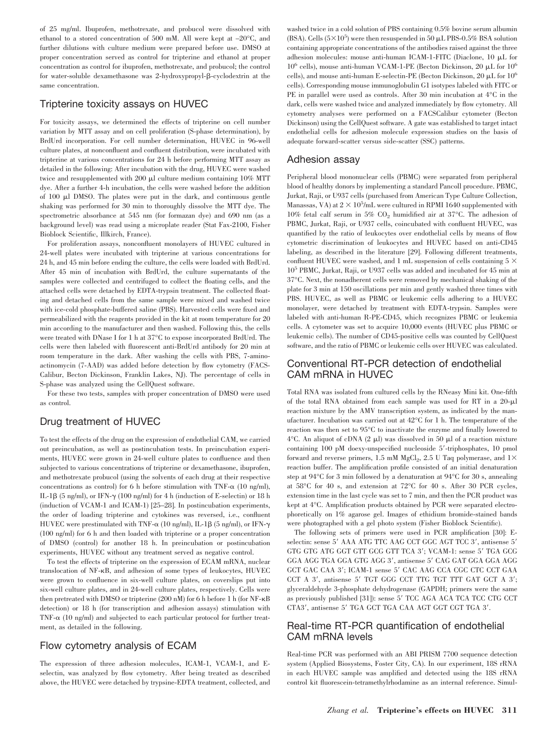of 25 mg/ml. Ibuprofen, methotrexate, and probucol were dissolved with ethanol to a stored concentration of 500 mM. All were kept at −20°C, and further dilutions with culture medium were prepared before use. DMSO at proper concentration served as control for tripterine and ethanol at proper concentration as control for ibuprofen, methotrexate, and probucol; the control for water-soluble dexamethasone was 2-hydroxypropyl-β-cyclodextrin at the same concentration.

## Tripterine toxicity assays on HUVEC

For toxicity assays, we determined the effects of tripterine on cell number variation by MTT assay and on cell proliferation (S-phase determination), by BrdUrd incorporation. For cell number determination, HUVEC in 96-well culture plates, at nonconfluent and confluent distribution, were incubated with tripterine at various concentrations for 24 h before performing MTT assay as detailed in the following: After incubation with the drug, HUVEC were washed twice and resupplemented with 200 μl culture medium containing 10% MTT dye. After a further 4-h incubation, the cells were washed before the addition of 100 μl DMSO. The plates were put in the dark, and continuous gentle shaking was performed for 30 min to thoroughly dissolve the MTT dye. The spectrometric absorbance at 545 nm (for formazan dye) and 690 nm (as a background level) was read using a microplate reader (Stat Fax-2100, Fisher Bioblock Scientific, Illkirch, France).

For proliferation assays, nonconfluent monolayers of HUVEC cultured in 24-well plates were incubated with tripterine at various concentrations for 24 h, and 45 min before ending the culture, the cells were loaded with BrdUrd. After 45 min of incubation with BrdUrd, the culture supernatants of the samples were collected and centrifuged to collect the floating cells, and the attached cells were detached by EDTA-trypsin treatment. The collected floating and detached cells from the same sample were mixed and washed twice with ice-cold phosphate-buffered saline (PBS). Harvested cells were fixed and permeabilized with the reagents provided in the kit at room temperature for 20 min according to the manufacturer and then washed. Following this, the cells were treated with DNase I for 1 h at 37°C to expose incorporated BrdUrd. The cells were then labeled with fluorescent anti-BrdUrd antibody for 20 min at room temperature in the dark. After washing the cells with PBS, 7-aminoactinomycin (7-AAD) was added before detection by flow cytometry (FACS-Calibur, Becton Dickinson, Franklin Lakes, NJ). The percentage of cells in S-phase was analyzed using the CellQuest software.

For these two tests, samples with proper concentration of DMSO were used as control.

## Drug treatment of HUVEC

To test the effects of the drug on the expression of endothelial CAM, we carried out preincubation, as well as postincubation tests. In preincubation experiments, HUVEC were grown in 24-well culture plates to confluence and then subjected to various concentrations of tripterine or dexamethasone, ibuprofen, and methotrexate probucol (using the solvents of each drug at their respective concentrations as control) for 6 h before stimulation with TNF-α (10 ng/ml), IL-1β (5 ng/ml), or IFN-γ (100 ng/ml) for 4 h (induction of E-selectin) or 18 h (induction of VCAM-1 and ICAM-1) [25–28]. In postincubation experiments, the order of loading tripterine and cytokines was reversed, i.e., confluent HUVEC were prestimulated with TNF-α (10 ng/ml), IL-1β (5 ng/ml), or IFN-γ (100 ng/ml) for 6 h and then loaded with tripterine or a proper concentration of DMSO (control) for another 18 h. In preincubation or postincubation experiments, HUVEC without any treatment served as negative control.

To test the effects of tripterine on the expression of ECAM mRNA, nuclear translocation of NF-κB, and adhesion of some types of leukocytes, HUVEC were grown to confluence in six-well culture plates, on coverslips put into six-well culture plates, and in 24-well culture plates, respectively. Cells were then pretreated with DMSO or tripterine (200 nM) for 6 h before 1 h (for NF-κB detection) or 18 h (for transcription and adhesion assays) stimulation with TNF-α (10 ng/ml) and subjected to each particular protocol for further treatment, as detailed in the following.

## Flow cytometry analysis of ECAM

The expression of three adhesion molecules, ICAM-1, VCAM-1, and E-selectin, was analyzed by flow cytometry. After being treated as described above, the HUVEC were detached by trypsine-EDTA treatment, collected, and washed twice in a cold solution of PBS containing 0.5% bovine serum albumin (BSA). Cells ($5\times10^5$) were then resuspended in 50 μL PBS-0.5% BSA solution containing appropriate concentrations of the antibodies raised against the three adhesion molecules: mouse anti-human ICAM-1-FITC (Diaclone, 10 μL for $10^6$ cells), mouse anti-human VCAM-1-PE (Becton Dickinson, 20 μL for $10^6$ cells), and mouse anti-human E-selectin-PE (Becton Dickinson, 20 μL for $10^6$ cells). Corresponding mouse immunoglobulin G1 isotypes labeled with FITC or PE in parallel were used as controls. After 30 min incubation at 4°C in the dark, cells were washed twice and analyzed immediately by flow cytometry. All cytometry analyses were performed on a FACSCalibur cytometer (Becton Dickinson) using the CellQuest software. A gate was established to target intact endothelial cells for adhesion molecule expression studies on the basis of adequate forward-scatter versus side-scatter (SSC) patterns.

## Adhesion assay

Peripheral blood mononuclear cells (PBMC) were separated from peripheral blood of healthy donors by implementing a standard Pancoll procedure. PBMC, Jurkat, Raji, or U937 cells (purchased from American Type Culture Collection, Manassas, VA) at $2\times10^5$/mL were cultured in RPMI 1640 supplemented with 10% fetal calf serum in 5% $CO_2$ humidified air at 37°C. The adhesion of PBMC, Jurkat, Raji, or U937 cells, coincubated with confluent HUVEC, was quantified by the ratio of leukocytes over endothelial cells by means of flow cytometric discrimination of leukocytes and HUVEC based on anti-CD45 labeling, as described in the literature [29]. Following different treatments, confluent HUVEC were washed, and 1 mL suspension of cells containing $5\times10^5$ PBMC, Jurkat, Raji, or U937 cells was added and incubated for 45 min at 37°C. Next, the nonadherent cells were removed by mechanical shaking of the plate for 3 min at 150 oscillations per min and gently washed three times with PBS. HUVEC, as well as PBMC or leukemic cells adhering to a HUVEC monolayer, were detached by treatment with EDTA-trypsin. Samples were labeled with anti-human R-PE-CD45, which recognizes PBMC or leukemia cells. A cytometer was set to acquire 10,000 events (HUVEC plus PBMC or leukemic cells). The number of CD45-positive cells was counted by CellQuest software, and the ratio of PBMC or leukemic cells over HUVEC was calculated.

## Conventional RT-PCR detection of endothelial CAM mRNA in HUVEC

Total RNA was isolated from cultured cells by the RNeasy Mini kit. One-fifth of the total RNA obtained from each sample was used for RT in a 20-μl reaction mixture by the AMV transcription system, as indicated by the manufacturer. Incubation was carried out at 42°C for 1 h. The temperature of the reaction was then set to 95°C to inactivate the enzyme and finally lowered to 4°C. An aliquot of cDNA (2 μl) was dissolved in 50 μl of a reaction mixture containing 100 pM doexy-unspecified nucleoside 5′-triphosphates, 10 pmol forward and reverse primers, 1.5 mM $MgCl_2$, 2.5 U Taq polymerase, and 1× reaction buffer. The amplification profile consisted of an initial denaturation step at 94°C for 3 min followed by a denaturation at 94°C for 30 s, annealing at 58°C for 40 s, and extension at 72°C for 40 s. After 30 PCR cycles, extension time in the last cycle was set to 7 min, and then the PCR product was kept at 4°C. Amplification products obtained by PCR were separated electrophoretically on 1% agarose gel. Images of ethidium bromide-stained bands were photographed with a gel photo system (Fisher Bioblock Scientific).

The following sets of primers were used in PCR amplification [30]: E-selectin: sense 5′ AAA ATG TTC AAG CCT GGC AGT TCC 3′, antisense 5′ GTG GTG ATG GGT GTT GCG GTT TCA 3′; VCAM-1: sense 5′ TGA GCG GGA AGG TGA GGA GTG AGG 3′, antisense 5′ CAG GAT GGA GGA AGG GCT GAC CAA 3′; ICAM-1 sense 5′ CAC AAG CCA CGC CTC CCT GAA CCT A 3′, antisense 5′ TGT GGG CCT TTG TGT TTT GAT GCT A 3′; glyceraldehyde 3-phosphate dehydrogenase (GAPDH; primers were the same as previously published [31]): sense 5′ TCC AGA ACA TCA TCC CTG CCT CTA3′, antisense 5′ TGA GCT TGA CAA AGT GGT CGT TGA 3′.

## Real-time RT-PCR quantification of endothelial CAM mRNA levels

Real-time PCR was performed with an ABI PRISM 7700 sequence detection system (Applied Biosystems, Foster City, CA). In our experiment, 18S rRNA in each HUVEC sample was amplified and detected using the 18S rRNA control kit fluorescein-tetramethylrhodamine as an internal reference. Simul-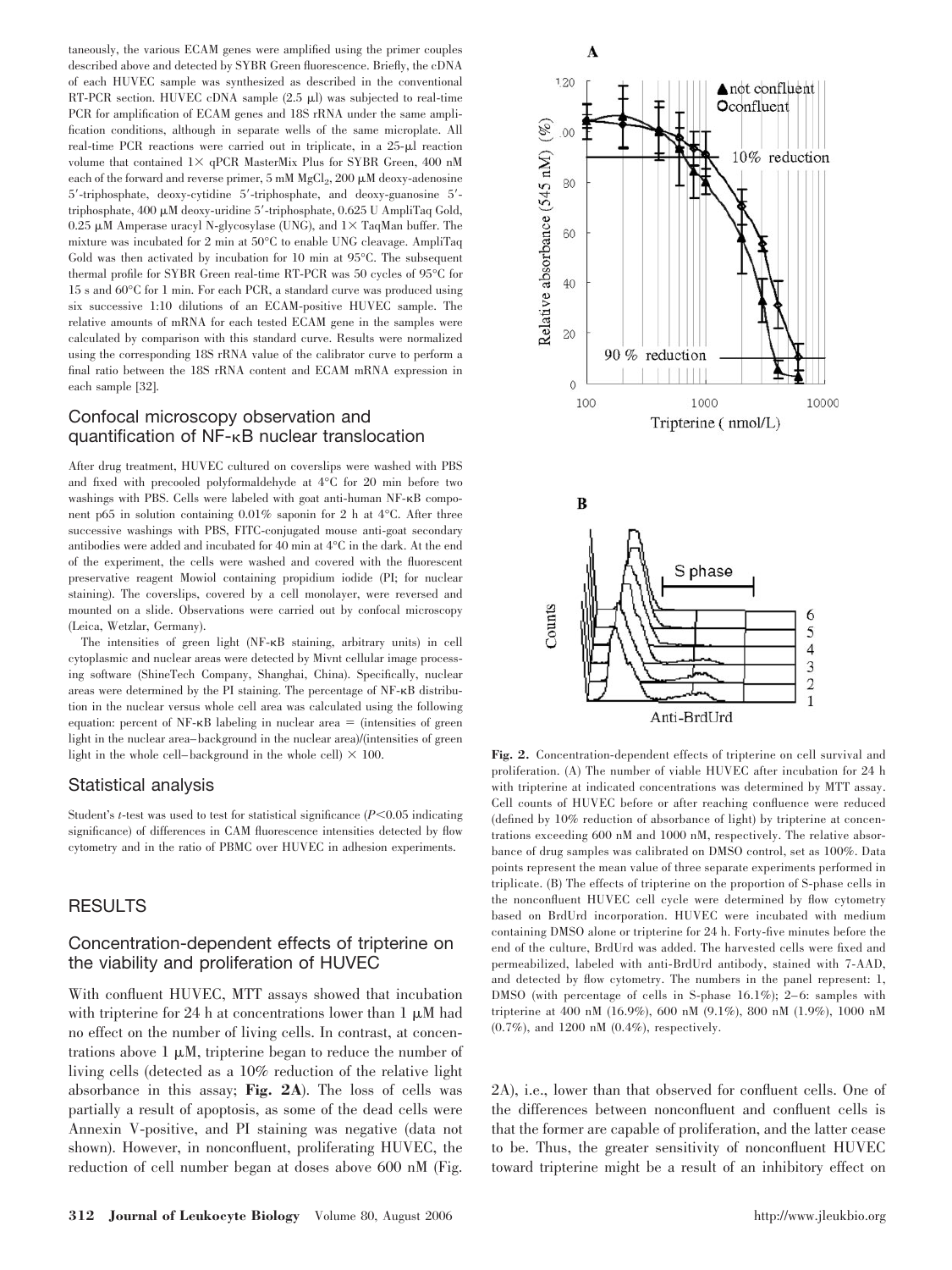taneously, the various ECAM genes were amplified using the primer couples described above and detected by SYBR Green fluorescence. Briefly, the cDNA of each HUVEC sample was synthesized as described in the conventional RT-PCR section. HUVEC cDNA sample (2.5 μl) was subjected to real-time PCR for amplification of ECAM genes and 18S rRNA under the same amplification conditions, although in separate wells of the same microplate. All real-time PCR reactions were carried out in triplicate, in a 25-μl reaction volume that contained 1× qPCR MasterMix Plus for SYBR Green, 400 nM each of the forward and reverse primer, 5 mM $MgCl_2$, 200 μM deoxy-adenosine 5′-triphosphate, deoxy-cytidine 5′-triphosphate, and deoxy-guanosine 5′-triphosphate, 400 μM deoxy-uridine 5′-triphosphate, 0.625 U AmpliTaq Gold, 0.25 μM Amperase uracyl N-glycosylase (UNG), and 1× TaqMan buffer. The mixture was incubated for 2 min at 50°C to enable UNG cleavage. AmpliTaq Gold was then activated by incubation for 10 min at 95°C. The subsequent thermal profile for SYBR Green real-time RT-PCR was 50 cycles of 95°C for 15 s and 60°C for 1 min. For each PCR, a standard curve was produced using six successive 1:10 dilutions of an ECAM-positive HUVEC sample. The relative amounts of mRNA for each tested ECAM gene in the samples were calculated by comparison with this standard curve. Results were normalized using the corresponding 18S rRNA value of the calibrator curve to perform a final ratio between the 18S rRNA content and ECAM mRNA expression in each sample [32].

## Confocal microscopy observation and quantification of NF-κB nuclear translocation

After drug treatment, HUVEC cultured on coverslips were washed with PBS and fixed with precooled polyformaldehyde at 4°C for 20 min before two washings with PBS. Cells were labeled with goat anti-human NF-κB component p65 in solution containing 0.01% saponin for 2 h at 4°C. After three successive washings with PBS, FITC-conjugated mouse anti-goat secondary antibodies were added and incubated for 40 min at 4°C in the dark. At the end of the experiment, the cells were washed and covered with the fluorescent preservative reagent Mowiol containing propidium iodide (PI; for nuclear staining). The coverslips, covered by a cell monolayer, were reversed and mounted on a slide. Observations were carried out by confocal microscopy (Leica, Wetzlar, Germany).

The intensities of green light (NF-κB staining, arbitrary units) in cell cytoplasmic and nuclear areas were detected by Mivnt cellular image processing software (ShineTech Company, Shanghai, China). Specifically, nuclear areas were determined by the PI staining. The percentage of NF-κB distribution in the nuclear versus whole cell area was calculated using the following equation: percent of NF-κB labeling in nuclear area = (intensities of green light in the nuclear area−background in the nuclear area)/(intensities of green light in the whole cell−background in the whole cell) × 100.

## Statistical analysis

Student's *t*-test was used to test for statistical significance ($P<0.05$ indicating significance) of differences in CAM fluorescence intensities detected by flow cytometry and in the ratio of PBMC over HUVEC in adhesion experiments.

# RESULTS

## Concentration-dependent effects of tripterine on the viability and proliferation of HUVEC

With confluent HUVEC, MTT assays showed that incubation with tripterine for 24 h at concentrations lower than 1 μM had no effect on the number of living cells. In contrast, at concentrations above 1 μM, tripterine began to reduce the number of living cells (detected as a 10% reduction of the relative light absorbance in this assay; **Fig. 2A**). The loss of cells was partially a result of apoptosis, as some of the dead cells were Annexin V-positive, and PI staining was negative (data not shown). However, in nonconfluent, proliferating HUVEC, the reduction of cell number began at doses above 600 nM (Fig. 2A), i.e., lower than that observed for confluent cells. One of the differences between nonconfluent and confluent cells is that the former are capable of proliferation, and the latter cease to be. Thus, the greater sensitivity of nonconfluent HUVEC toward tripterine might be a result of an inhibitory effect on

**Fig. 2.** Concentration-dependent effects of tripterine on cell survival and proliferation. (A) The number of viable HUVEC after incubation for 24 h with tripterine at indicated concentrations was determined by MTT assay. Cell counts of HUVEC before or after reaching confluence were reduced (defined by 10% reduction of absorbance of light) by tripterine at concentrations exceeding 600 nM and 1000 nM, respectively. The relative absorbance of drug samples was calibrated on DMSO control, set as 100%. Data points represent the mean value of three separate experiments performed in triplicate. (B) The effects of tripterine on the proportion of S-phase cells in the nonconfluent HUVEC cell cycle were determined by flow cytometry based on BrdUrd incorporation. HUVEC were incubated with medium containing DMSO alone or tripterine for 24 h. Forty-five minutes before the end of the culture, BrdUrd was added. The harvested cells were fixed and permeabilized, labeled with anti-BrdUrd antibody, stained with 7-AAD, and detected by flow cytometry. The numbers in the panel represent: 1, DMSO (with percentage of cells in S-phase 16.1%); 2–6: samples with tripterine at 400 nM (16.9%), 600 nM (9.1%), 800 nM (1.9%), 1000 nM (0.7%), and 1200 nM (0.4%), respectively.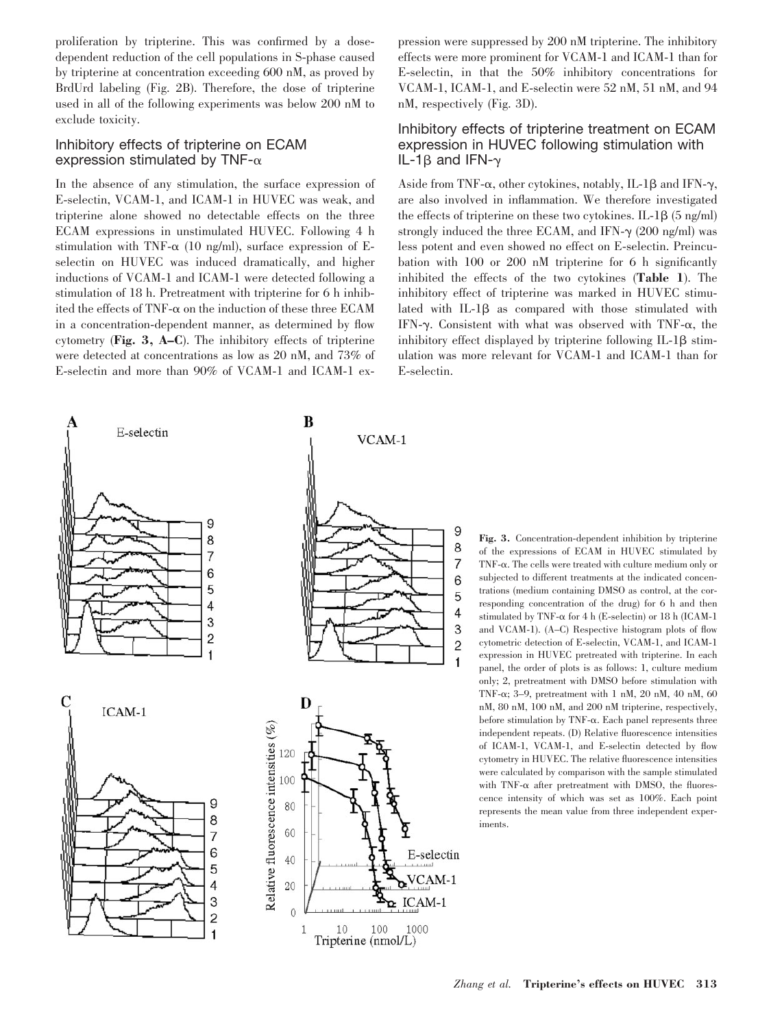proliferation by tripterine. This was confirmed by a dose-dependent reduction of the cell populations in S-phase caused by tripterine at concentration exceeding 600 nM, as proved by BrdUrd labeling (Fig. 2B). Therefore, the dose of tripterine used in all of the following experiments was below 200 nM to exclude toxicity.

## Inhibitory effects of tripterine on ECAM expression stimulated by TNF-α

In the absence of any stimulation, the surface expression of E-selectin, VCAM-1, and ICAM-1 in HUVEC was weak, and tripterine alone showed no detectable effects on the three ECAM expressions in unstimulated HUVEC. Following 4 h stimulation with TNF-α (10 ng/ml), surface expression of E-selectin on HUVEC was induced dramatically, and higher inductions of VCAM-1 and ICAM-1 were detected following a stimulation of 18 h. Pretreatment with tripterine for 6 h inhibited the effects of TNF-α on the induction of these three ECAM in a concentration-dependent manner, as determined by flow cytometry (**Fig. 3, A–C**). The inhibitory effects of tripterine were detected at concentrations as low as 20 nM, and 73% of E-selectin and more than 90% of VCAM-1 and ICAM-1 expression were suppressed by 200 nM tripterine. The inhibitory effects were more prominent for VCAM-1 and ICAM-1 than for E-selectin, in that the 50% inhibitory concentrations for VCAM-1, ICAM-1, and E-selectin were 52 nM, 51 nM, and 94 nM, respectively (Fig. 3D).

## Inhibitory effects of tripterine treatment on ECAM expression in HUVEC following stimulation with IL-1β and IFN-γ

Aside from TNF-α, other cytokines, notably, IL-1β and IFN-γ, are also involved in inflammation. We therefore investigated the effects of tripterine on these two cytokines. IL-1β (5 ng/ml) strongly induced the three ECAM, and IFN-γ (200 ng/ml) was less potent and even showed no effect on E-selectin. Preincubation with 100 or 200 nM tripterine for 6 h significantly inhibited the effects of the two cytokines (**Table 1**). The inhibitory effect of tripterine was marked in HUVEC stimulated with IL-1β as compared with those stimulated with IFN-γ. Consistent with what was observed with TNF-α, the inhibitory effect displayed by tripterine following IL-1β stimulation was more relevant for VCAM-1 and ICAM-1 than for E-selectin.

**Fig. 3.** Concentration-dependent inhibition by tripterine of the expressions of ECAM in HUVEC stimulated by TNF-α. The cells were treated with culture medium only or subjected to different treatments at the indicated concentrations (medium containing DMSO as control, at the corresponding concentration of the drug) for 6 h and then stimulated by TNF-α for 4 h (E-selectin) or 18 h (ICAM-1 and VCAM-1). (A–C) Respective histogram plots of flow cytometric detection of E-selectin, VCAM-1, and ICAM-1 expression in HUVEC pretreated with tripterine. In each panel, the order of plots is as follows: 1, culture medium only; 2, pretreatment with DMSO before stimulation with TNF-α; 3–9, pretreatment with 1 nM, 20 nM, 40 nM, 60 nM, 80 nM, 100 nM, and 200 nM tripterine, respectively, before stimulation by TNF-α. Each panel represents three independent repeats. (D) Relative fluorescence intensities of ICAM-1, VCAM-1, and E-selectin detected by flow cytometry in HUVEC. The relative fluorescence intensities were calculated by comparison with the sample stimulated with TNF-α after pretreatment with DMSO, the fluorescence intensity of which was set as 100%. Each point represents the mean value from three independent experiments.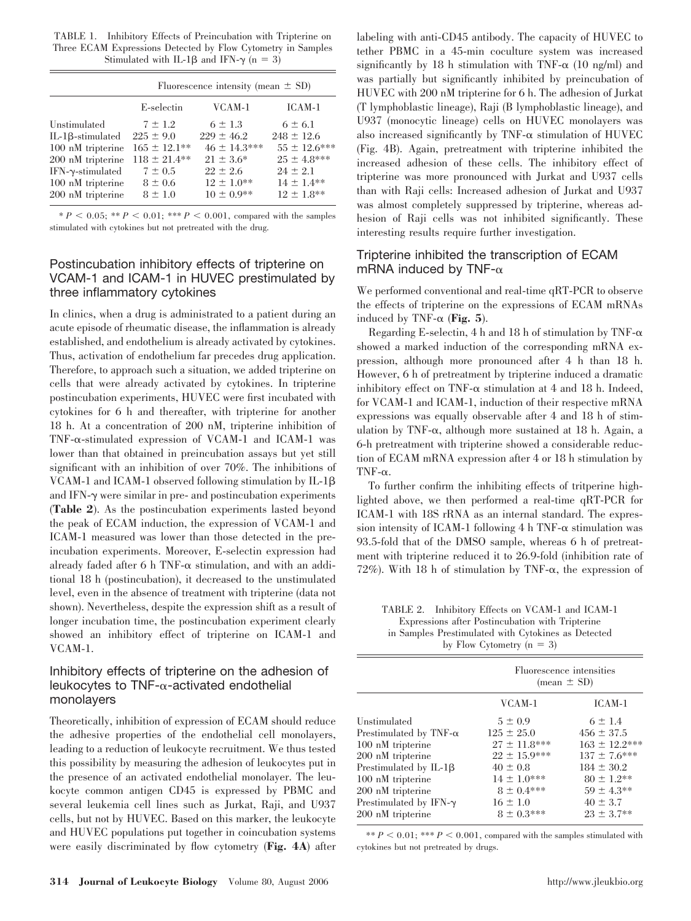TABLE 1. Inhibitory Effects of Preincubation with Tripterine on Three ECAM Expressions Detected by Flow Cytometry in Samples Stimulated with IL-1β and IFN-γ (n = 3)

| | Fluorescence intensity (mean ± SD) | | |
|---|---|---|---|
| | E-selectin | VCAM-1 | ICAM-1 |
| Unstimulated | 7 ± 1.2 | 6 ± 1.3 | 6 ± 6.1 |
| IL-1β-stimulated | 225 ± 9.0 | 229 ± 46.2 | 248 ± 12.6 |
| 100 nM tripterine | 165 ± 12.1** | 46 ± 14.3*** | 55 ± 12.6*** |
| 200 nM tripterine | 118 ± 21.4** | 21 ± 3.6* | 25 ± 4.8*** |
| IFN-γ-stimulated | 7 ± 0.5 | 22 ± 2.6 | 24 ± 2.1 |
| 100 nM tripterine | 8 ± 0.6 | 12 ± 1.0** | 14 ± 1.4** |
| 200 nM tripterine | 8 ± 1.0 | 10 ± 0.9** | 12 ± 1.8** |

* $P < 0.05$; ** $P < 0.01$; *** $P < 0.001$, compared with the samples stimulated with cytokines but not pretreated with the drug.

## Postincubation inhibitory effects of tripterine on VCAM-1 and ICAM-1 in HUVEC prestimulated by three inflammatory cytokines

In clinics, when a drug is administrated to a patient during an acute episode of rheumatic disease, the inflammation is already established, and endothelium is already activated by cytokines. Thus, activation of endothelium far precedes drug application. Therefore, to approach such a situation, we added tripterine on cells that were already activated by cytokines. In tripterine postincubation experiments, HUVEC were first incubated with cytokines for 6 h and thereafter, with tripterine for another 18 h. At a concentration of 200 nM, tripterine inhibition of TNF-α-stimulated expression of VCAM-1 and ICAM-1 was lower than that obtained in preincubation assays but yet still significant with an inhibition of over 70%. The inhibitions of VCAM-1 and ICAM-1 observed following stimulation by IL-1β and IFN-γ were similar in pre- and postincubation experiments (**Table 2**). As the postincubation experiments lasted beyond the peak of ECAM induction, the expression of VCAM-1 and ICAM-1 measured was lower than those detected in the preincubation experiments. Moreover, E-selectin expression had already faded after 6 h TNF-α stimulation, and with an additional 18 h (postincubation), it decreased to the unstimulated level, even in the absence of treatment with tripterine (data not shown). Nevertheless, despite the expression shift as a result of longer incubation time, the postincubation experiment clearly showed an inhibitory effect of tripterine on ICAM-1 and VCAM-1.

## Inhibitory effects of tripterine on the adhesion of leukocytes to TNF-α-activated endothelial monolayers

Theoretically, inhibition of expression of ECAM should reduce the adhesive properties of the endothelial cell monolayers, leading to a reduction of leukocyte recruitment. We thus tested this possibility by measuring the adhesion of leukocytes put in the presence of an activated endothelial monolayer. The leukocyte common antigen CD45 is expressed by PBMC and several leukemia cell lines such as Jurkat, Raji, and U937 cells, but not by HUVEC. Based on this marker, the leukocyte and HUVEC populations put together in coincubation systems were easily discriminated by flow cytometry (**Fig. 4A**) after labeling with anti-CD45 antibody. The capacity of HUVEC to tether PBMC in a 45-min coculture system was increased significantly by 18 h stimulation with TNF-α (10 ng/ml) and was partially but significantly inhibited by preincubation of HUVEC with 200 nM tripterine for 6 h. The adhesion of Jurkat (T lymphoblastic lineage), Raji (B lymphoblastic lineage), and U937 (monocytic lineage) cells on HUVEC monolayers was also increased significantly by TNF-α stimulation of HUVEC (Fig. 4B). Again, pretreatment with tripterine inhibited the increased adhesion of these cells. The inhibitory effect of tripterine was more pronounced with Jurkat and U937 cells than with Raji cells: Increased adhesion of Jurkat and U937 was almost completely suppressed by tripterine, whereas adhesion of Raji cells was not inhibited significantly. These interesting results require further investigation.

## Tripterine inhibited the transcription of ECAM mRNA induced by TNF-α

We performed conventional and real-time qRT-PCR to observe the effects of tripterine on the expressions of ECAM mRNAs induced by TNF-α (**Fig. 5**).

Regarding E-selectin, 4 h and 18 h of stimulation by TNF-α showed a marked induction of the corresponding mRNA expression, although more pronounced after 4 h than 18 h. However, 6 h of pretreatment by tripterine induced a dramatic inhibitory effect on TNF-α stimulation at 4 and 18 h. Indeed, for VCAM-1 and ICAM-1, induction of their respective mRNA expressions was equally observable after 4 and 18 h of stimulation by TNF-α, although more sustained at 18 h. Again, a 6-h pretreatment with tripterine showed a considerable reduction of ECAM mRNA expression after 4 or 18 h stimulation by TNF-α.

To further confirm the inhibiting effects of tritperine highlighted above, we then performed a real-time qRT-PCR for ICAM-1 with 18S rRNA as an internal standard. The expression intensity of ICAM-1 following 4 h TNF-α stimulation was 93.5-fold that of the DMSO sample, whereas 6 h of pretreatment with tripterine reduced it to 26.9-fold (inhibition rate of 72%). With 18 h of stimulation by TNF-α, the expression of

TABLE 2. Inhibitory Effects on VCAM-1 and ICAM-1 Expressions after Postincubation with Tripterine in Samples Prestimulated with Cytokines as Detected by Flow Cytometry (n = 3)

| | Fluorescence intensities (mean ± SD) | |
|---|---|---|
| | VCAM-1 | ICAM-1 |
| Unstimulated | 5 ± 0.9 | 6 ± 1.4 |
| Prestimulated by TNF-α | 125 ± 25.0 | 456 ± 37.5 |
| 100 nM tripterine | 27 ± 11.8*** | 163 ± 12.2*** |
| 200 nM tripterine | 22 ± 15.9*** | 137 ± 7.6*** |
| Prestimulated by IL-1β | 40 ± 0.8 | 184 ± 30.2 |
| 100 nM tripterine | 14 ± 1.0*** | 80 ± 1.2** |
| 200 nM tripterine | 8 ± 0.4*** | 59 ± 4.3** |
| Prestimulated by IFN-γ | 16 ± 1.0 | 40 ± 3.7 |
| 200 nM tripterine | 8 ± 0.3*** | 23 ± 3.7** |

** $P < 0.01$; *** $P < 0.001$, compared with the samples stimulated with cytokines but not pretreated by drugs.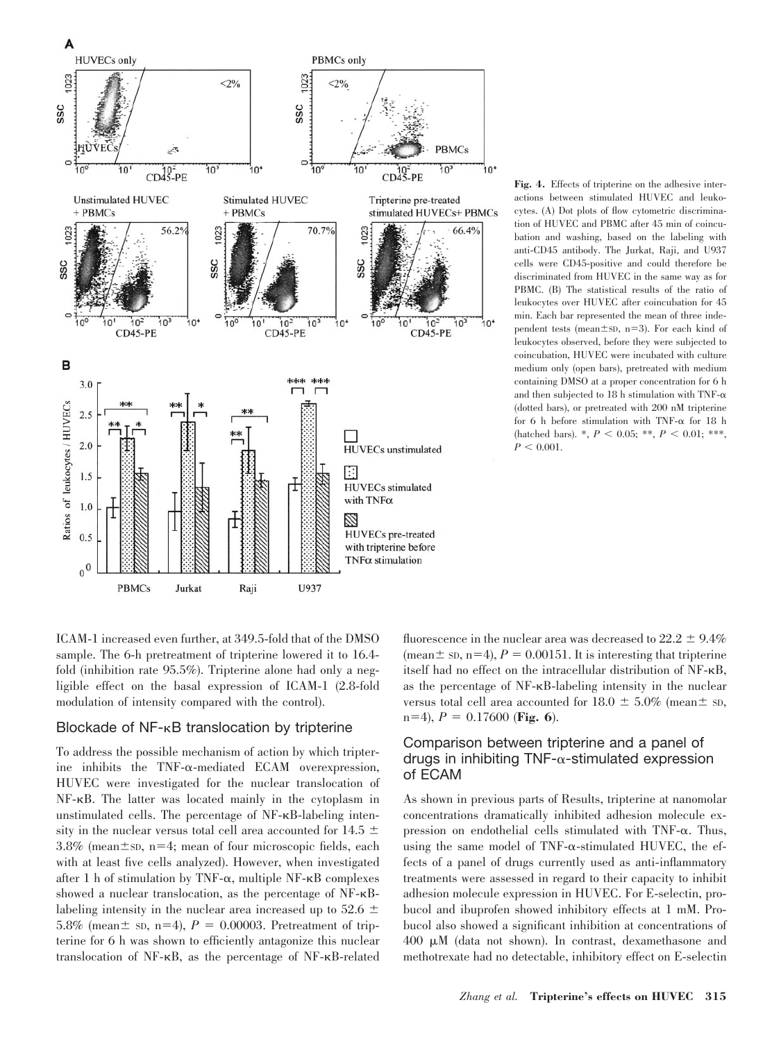**Fig. 4.** Effects of tripterine on the adhesive interactions between stimulated HUVEC and leukocytes. (A) Dot plots of flow cytometric discrimination of HUVEC and PBMC after 45 min of coincubation and washing, based on the labeling with anti-CD45 antibody. The Jurkat, Raji, and U937 cells were CD45-positive and could therefore be discriminated from HUVEC in the same way as for PBMC. (B) The statistical results of the ratio of leukocytes over HUVEC after coincubation for 45 min. Each bar represented the mean of three independent tests (mean±SD, n=3). For each kind of leukocytes observed, before they were subjected to coincubation, HUVEC were incubated with culture medium only (open bars), pretreated with medium containing DMSO at a proper concentration for 6 h and then subjected to 18 h stimulation with TNF-α (dotted bars), or pretreated with 200 nM tripterine for 6 h before stimulation with TNF-α for 18 h (hatched bars). *, $P < 0.05$; **, $P < 0.01$; ***, $P < 0.001$.

ICAM-1 increased even further, at 349.5-fold that of the DMSO sample. The 6-h pretreatment of tripterine lowered it to 16.4-fold (inhibition rate 95.5%). Tripterine alone had only a negligible effect on the basal expression of ICAM-1 (2.8-fold modulation of intensity compared with the control).

## Blockade of NF-κB translocation by tripterine

To address the possible mechanism of action by which tripterine inhibits the TNF-α-mediated ECAM overexpression, HUVEC were investigated for the nuclear translocation of NF-κB. The latter was located mainly in the cytoplasm in unstimulated cells. The percentage of NF-κB-labeling intensity in the nuclear versus total cell area accounted for 14.5 ± 3.8% (mean±SD, n=4; mean of four microscopic fields, each with at least five cells analyzed). However, when investigated after 1 h of stimulation by TNF-α, multiple NF-κB complexes showed a nuclear translocation, as the percentage of NF-κB-labeling intensity in the nuclear area increased up to 52.6 ± 5.8% (mean± SD, n=4), $P = 0.00003$. Pretreatment of tripterine for 6 h was shown to efficiently antagonize this nuclear translocation of NF-κB, as the percentage of NF-κB-related fluorescence in the nuclear area was decreased to 22.2 ± 9.4% (mean± SD, n=4), $P = 0.00151$. It is interesting that tripterine itself had no effect on the intracellular distribution of NF-κB, as the percentage of NF-κB-labeling intensity in the nuclear versus total cell area accounted for 18.0 ± 5.0% (mean± SD, n=4), $P = 0.17600$ (**Fig. 6**).

## Comparison between tripterine and a panel of drugs in inhibiting TNF-α-stimulated expression of ECAM

As shown in previous parts of Results, tripterine at nanomolar concentrations dramatically inhibited adhesion molecule expression on endothelial cells stimulated with TNF-α. Thus, using the same model of TNF-α-stimulated HUVEC, the effects of a panel of drugs currently used as anti-inflammatory treatments were assessed in regard to their capacity to inhibit adhesion molecule expression in HUVEC. For E-selectin, probucol and ibuprofen showed inhibitory effects at 1 mM. Probucol also showed a significant inhibition at concentrations of 400 μM (data not shown). In contrast, dexamethasone and methotrexate had no detectable, inhibitory effect on E-selectin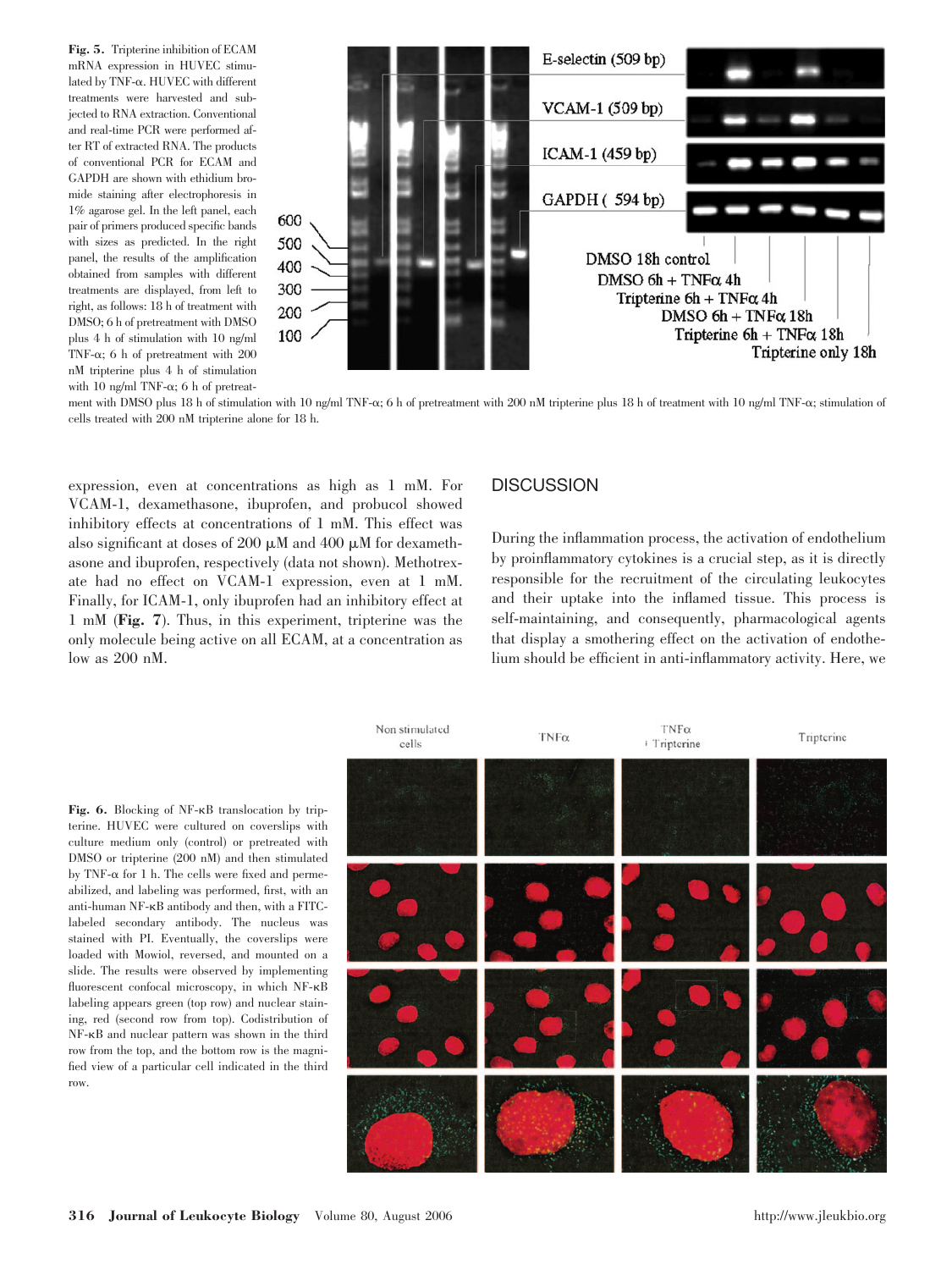**Fig. 5.** Tripterine inhibition of ECAM mRNA expression in HUVEC stimulated by TNF-α. HUVEC with different treatments were harvested and subjected to RNA extraction. Conventional and real-time PCR were performed after RT of extracted RNA. The products of conventional PCR for ECAM and GAPDH are shown with ethidium bromide staining after electrophoresis in 1% agarose gel. In the left panel, each pair of primers produced specific bands with sizes as predicted. In the right panel, the results of the amplification obtained from samples with different treatments are displayed, from left to right, as follows: 18 h of treatment with DMSO; 6 h of pretreatment with DMSO plus 4 h of stimulation with 10 ng/ml TNF-α; 6 h of pretreatment with 200 nM tripterine plus 4 h of stimulation with 10 ng/ml TNF-α; 6 h of pretreatment with DMSO plus 18 h of stimulation with 10 ng/ml TNF-α; 6 h of pretreatment with 200 nM tripterine plus 18 h of treatment with 10 ng/ml TNF-α; stimulation of cells treated with 200 nM tripterine alone for 18 h.

expression, even at concentrations as high as 1 mM. For VCAM-1, dexamethasone, ibuprofen, and probucol showed inhibitory effects at concentrations of 1 mM. This effect was also significant at doses of 200 μM and 400 μM for dexamethasone and ibuprofen, respectively (data not shown). Methotrexate had no effect on VCAM-1 expression, even at 1 mM. Finally, for ICAM-1, only ibuprofen had an inhibitory effect at 1 mM (**Fig. 7**). Thus, in this experiment, tripterine was the only molecule being active on all ECAM, at a concentration as low as 200 nM.

## DISCUSSION

During the inflammation process, the activation of endothelium by proinflammatory cytokines is a crucial step, as it is directly responsible for the recruitment of the circulating leukocytes and their uptake into the inflamed tissue. This process is self-maintaining, and consequently, pharmacological agents that display a smothering effect on the activation of endothelium should be efficient in anti-inflammatory activity. Here, we

**Fig. 6.** Blocking of NF-κB translocation by tripterine. HUVEC were cultured on coverslips with culture medium only (control) or pretreated with DMSO or tripterine (200 nM) and then stimulated by TNF-α for 1 h. The cells were fixed and permeabilized, and labeling was performed, first, with an anti-human NF-κB antibody and then, with a FITC-labeled secondary antibody. The nucleus was stained with PI. Eventually, the coverslips were loaded with Mowiol, reversed, and mounted on a slide. The results were observed by implementing fluorescent confocal microscopy, in which NF-κB labeling appears green (top row) and nuclear staining, red (second row from top). Codistribution of NF-κB and nuclear pattern was shown in the third row from the top, and the bottom row is the magnified view of a particular cell indicated in the third row.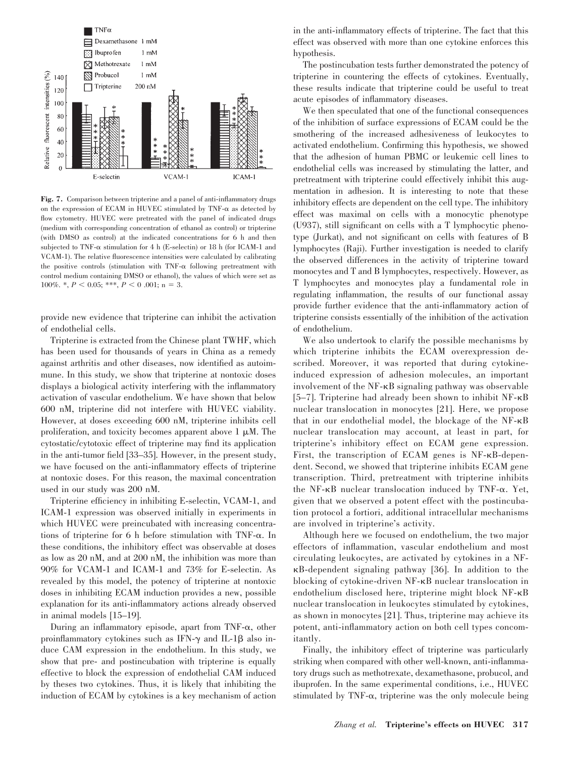TNFα

Dexamethasone 1 mM

Ibuprofen 1 mM

Methotrexate 1 mM

Probucol 1 mM

Tripterine 200 nM

Relative fluorescent intensities (%)

140

120

100

80

60

40

20

0

E-selectin

VCAM-1

ICAM-1

*

***

***

***

***

***

*

***

***

***

**Fig. 7.** Comparison between tripterine and a panel of anti-inflammatory drugs on the expression of ECAM in HUVEC stimulated by TNF-α as detected by flow cytometry. HUVEC were pretreated with the panel of indicated drugs (medium with corresponding concentration of ethanol as control) or tripterine (with DMSO as control) at the indicated concentrations for 6 h and then subjected to TNF-α stimulation for 4 h (E-selectin) or 18 h (for ICAM-1 and VCAM-1). The relative fluorescence intensities were calculated by calibrating the positive controls (stimulation with TNF-α following pretreatment with control medium containing DMSO or ethanol), the values of which were set as 100%. *, $P < 0.05$; ***, $P < 0.001$; n = 3.

provide new evidence that tripterine can inhibit the activation of endothelial cells.

Tripterine is extracted from the Chinese plant TWHF, which has been used for thousands of years in China as a remedy against arthritis and other diseases, now identified as autoimmune. In this study, we show that tripterine at nontoxic doses displays a biological activity interfering with the inflammatory activation of vascular endothelium. We have shown that below 600 nM, tripterine did not interfere with HUVEC viability. However, at doses exceeding 600 nM, tripterine inhibits cell proliferation, and toxicity becomes apparent above 1 μM. The cytostatic/cytotoxic effect of tripterine may find its application in the anti-tumor field [33–35]. However, in the present study, we have focused on the anti-inflammatory effects of tripterine at nontoxic doses. For this reason, the maximal concentration used in our study was 200 nM.

Tripterine efficiency in inhibiting E-selectin, VCAM-1, and ICAM-1 expression was observed initially in experiments in which HUVEC were preincubated with increasing concentrations of tripterine for 6 h before stimulation with TNF-α. In these conditions, the inhibitory effect was observable at doses as low as 20 nM, and at 200 nM, the inhibition was more than 90% for VCAM-1 and ICAM-1 and 73% for E-selectin. As revealed by this model, the potency of tripterine at nontoxic doses in inhibiting ECAM induction provides a new, possible explanation for its anti-inflammatory actions already observed in animal models [15–19].

During an inflammatory episode, apart from TNF-α, other proinflammatory cytokines such as IFN-γ and IL-1β also induce CAM expression in the endothelium. In this study, we show that pre- and postincubation with tripterine is equally effective to block the expression of endothelial CAM induced by theses two cytokines. Thus, it is likely that inhibiting the induction of ECAM by cytokines is a key mechanism of action in the anti-inflammatory effects of tripterine. The fact that this effect was observed with more than one cytokine enforces this hypothesis.

The postincubation tests further demonstrated the potency of tripterine in countering the effects of cytokines. Eventually, these results indicate that tripterine could be useful to treat acute episodes of inflammatory diseases.

We then speculated that one of the functional consequences of the inhibition of surface expressions of ECAM could be the smothering of the increased adhesiveness of leukocytes to activated endothelium. Confirming this hypothesis, we showed that the adhesion of human PBMC or leukemic cell lines to endothelial cells was increased by stimulating the latter, and pretreatment with tripterine could effectively inhibit this augmentation in adhesion. It is interesting to note that these inhibitory effects are dependent on the cell type. The inhibitory effect was maximal on cells with a monocytic phenotype (U937), still significant on cells with a T lymphocytic phenotype (Jurkat), and not significant on cells with features of B lymphocytes (Raji). Further investigation is needed to clarify the observed differences in the activity of tripterine toward monocytes and T and B lymphocytes, respectively. However, as T lymphocytes and monocytes play a fundamental role in regulating inflammation, the results of our functional assay provide further evidence that the anti-inflammatory action of tripterine consists essentially of the inhibition of the activation of endothelium.

We also undertook to clarify the possible mechanisms by which tripterine inhibits the ECAM overexpression described. Moreover, it was reported that during cytokine-induced expression of adhesion molecules, an important involvement of the NF-κB signaling pathway was observable [5–7]. Tripterine had already been shown to inhibit NF-κB nuclear translocation in monocytes [21]. Here, we propose that in our endothelial model, the blockage of the NF-κB nuclear translocation may account, at least in part, for tripterine's inhibitory effect on ECAM gene expression. First, the transcription of ECAM genes is NF-κB-dependent. Second, we showed that tripterine inhibits ECAM gene transcription. Third, pretreatment with tripterine inhibits the NF-κB nuclear translocation induced by TNF-α. Yet, given that we observed a potent effect with the postincubation protocol a fortiori, additional intracellular mechanisms are involved in tripterine's activity.

Although here we focused on endothelium, the two major effectors of inflammation, vascular endothelium and most circulating leukocytes, are activated by cytokines in a NF-κB-dependent signaling pathway [36]. In addition to the blocking of cytokine-driven NF-κB nuclear translocation in endothelium disclosed here, tripterine might block NF-κB nuclear translocation in leukocytes stimulated by cytokines, as shown in monocytes [21]. Thus, tripterine may achieve its potent, anti-inflammatory action on both cell types concomitantly.

Finally, the inhibitory effect of tripterine was particularly striking when compared with other well-known, anti-inflammatory drugs such as methotrexate, dexamethasone, probucol, and ibuprofen. In the same experimental conditions, i.e., HUVEC stimulated by TNF-α, tripterine was the only molecule being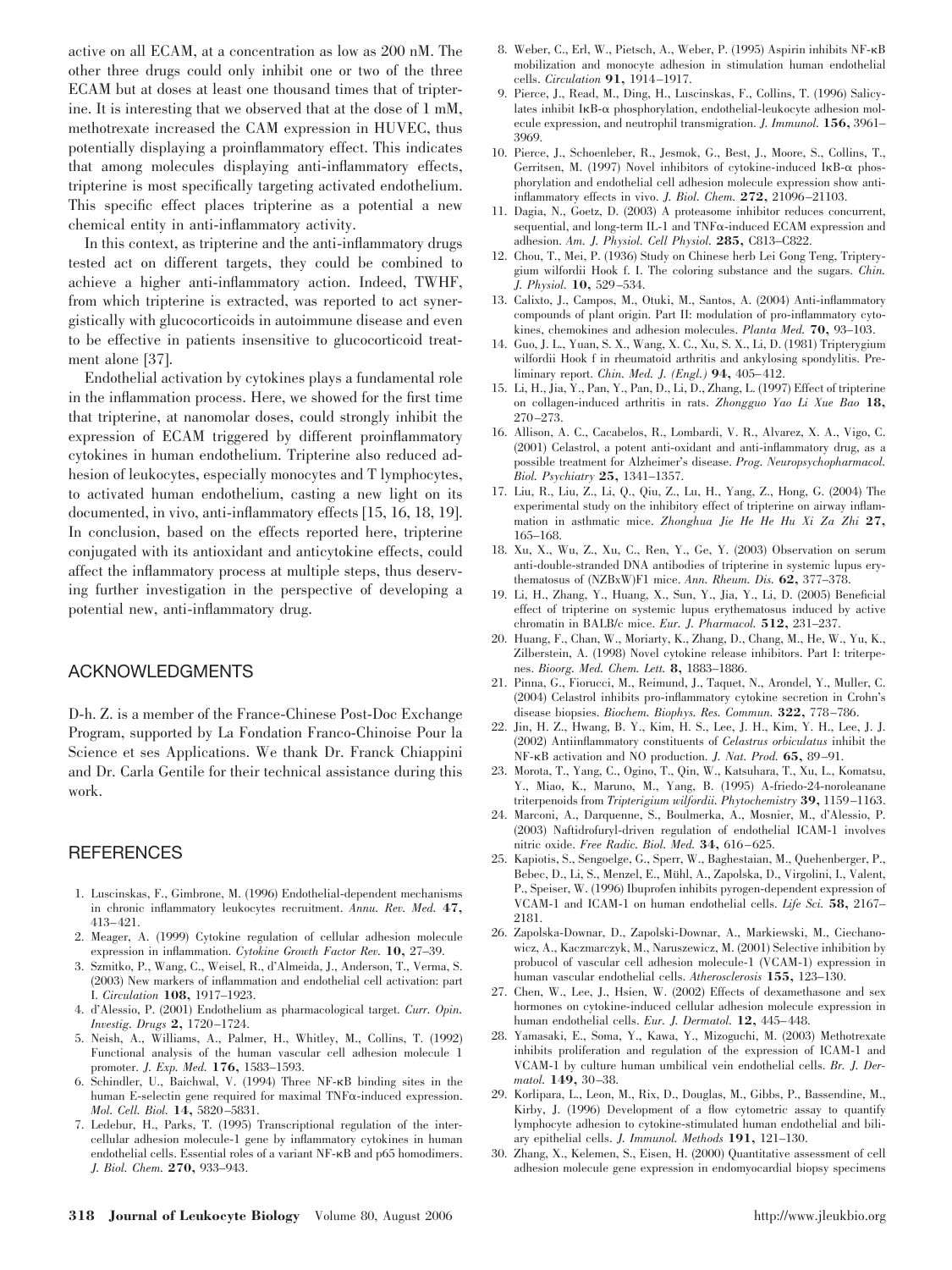active on all ECAM, at a concentration as low as 200 nM. The other three drugs could only inhibit one or two of the three ECAM but at doses at least one thousand times that of tripterine. It is interesting that we observed that at the dose of 1 mM, methotrexate increased the CAM expression in HUVEC, thus potentially displaying a proinflammatory effect. This indicates that among molecules displaying anti-inflammatory effects, tripterine is most specifically targeting activated endothelium. This specific effect places tripterine as a potential a new chemical entity in anti-inflammatory activity.

In this context, as tripterine and the anti-inflammatory drugs tested act on different targets, they could be combined to achieve a higher anti-inflammatory action. Indeed, TWHF, from which tripterine is extracted, was reported to act synergistically with glucocorticoids in autoimmune disease and even to be effective in patients insensitive to glucocorticoid treatment alone [37].

Endothelial activation by cytokines plays a fundamental role in the inflammation process. Here, we showed for the first time that tripterine, at nanomolar doses, could strongly inhibit the expression of ECAM triggered by different proinflammatory cytokines in human endothelium. Tripterine also reduced adhesion of leukocytes, especially monocytes and T lymphocytes, to activated human endothelium, casting a new light on its documented, in vivo, anti-inflammatory effects [15, 16, 18, 19]. In conclusion, based on the effects reported here, tripterine conjugated with its antioxidant and anticytokine effects, could affect the inflammatory process at multiple steps, thus deserving further investigation in the perspective of developing a potential new, anti-inflammatory drug.

## ACKNOWLEDGMENTS

D-h. Z. is a member of the France-Chinese Post-Doc Exchange Program, supported by La Fondation Franco-Chinoise Pour la Science et ses Applications. We thank Dr. Franck Chiappini and Dr. Carla Gentile for their technical assistance during this work.

## REFERENCES

1. Luscinskas, F., Gimbrone, M. (1996) Endothelial-dependent mechanisms in chronic inflammatory leukocytes recruitment. *Annu. Rev. Med.* **47,** 413–421.
2. Meager, A. (1999) Cytokine regulation of cellular adhesion molecule expression in inflammation. *Cytokine Growth Factor Rev.* **10,** 27–39.
3. Szmitko, P., Wang, C., Weisel, R., d'Almeida, J., Anderson, T., Verma, S. (2003) New markers of inflammation and endothelial cell activation: part I. *Circulation* **108,** 1917–1923.
4. d'Alessio, P. (2001) Endothelium as pharmacological target. *Curr. Opin. Investig. Drugs* **2,** 1720–1724.
5. Neish, A., Williams, A., Palmer, H., Whitley, M., Collins, T. (1992) Functional analysis of the human vascular cell adhesion molecule 1 promoter. *J. Exp. Med.* **176,** 1583–1593.
6. Schindler, U., Baichwal, V. (1994) Three NF-κB binding sites in the human E-selectin gene required for maximal TNFα-induced expression. *Mol. Cell. Biol.* **14,** 5820–5831.
7. Ledebur, H., Parks, T. (1995) Transcriptional regulation of the intercellular adhesion molecule-1 gene by inflammatory cytokines in human endothelial cells. Essential roles of a variant NF-κB and p65 homodimers. *J. Biol. Chem.* **270,** 933–943.
8. Weber, C., Erl, W., Pietsch, A., Weber, P. (1995) Aspirin inhibits NF-κB mobilization and monocyte adhesion in stimulation human endothelial cells. *Circulation* **91,** 1914–1917.
9. Pierce, J., Read, M., Ding, H., Luscinskas, F., Collins, T. (1996) Salicylates inhibit IκB-α phosphorylation, endothelial-leukocyte adhesion molecule expression, and neutrophil transmigration. *J. Immunol.* **156,** 3961–3969.
10. Pierce, J., Schoenleber, R., Jesmok, G., Best, J., Moore, S., Collins, T., Gerritsen, M. (1997) Novel inhibitors of cytokine-induced IκB-α phosphorylation and endothelial cell adhesion molecule expression show anti-inflammatory effects in vivo. *J. Biol. Chem.* **272,** 21096–21103.
11. Dagia, N., Goetz, D. (2003) A proteasome inhibitor reduces concurrent, sequential, and long-term IL-1 and TNFα-induced ECAM expression and adhesion. *Am. J. Physiol. Cell Physiol.* **285,** C813–C822.
12. Chou, T., Mei, P. (1936) Study on Chinese herb Lei Gong Teng, Tripterygium wilfordii Hook f. I. The coloring substance and the sugars. *Chin. J. Physiol.* **10,** 529–534.
13. Calixto, J., Campos, M., Otuki, M., Santos, A. (2004) Anti-inflammatory compounds of plant origin. Part II: modulation of pro-inflammatory cytokines, chemokines and adhesion molecules. *Planta Med.* **70,** 93–103.
14. Guo, J. L., Yuan, S. X., Wang, X. C., Xu, S. X., Li, D. (1981) Tripterygium wilfordii Hook f in rheumatoid arthritis and ankylosing spondylitis. Preliminary report. *Chin. Med. J. (Engl.)* **94,** 405–412.
15. Li, H., Jia, Y., Pan, Y., Pan, D., Li, D., Zhang, L. (1997) Effect of tripterine on collagen-induced arthritis in rats. *Zhongguo Yao Li Xue Bao* **18,** 270–273.
16. Allison, A. C., Cacabelos, R., Lombardi, V. R., Alvarez, X. A., Vigo, C. (2001) Celastrol, a potent anti-oxidant and anti-inflammatory drug, as a possible treatment for Alzheimer's disease. *Prog. Neuropsychopharmacol. Biol. Psychiatry* **25,** 1341–1357.
17. Liu, R., Liu, Z., Li, Q., Qiu, Z., Lu, H., Yang, Z., Hong, G. (2004) The experimental study on the inhibitory effect of tripterine on airway inflammation in asthmatic mice. *Zhonghua Jie He He Hu Xi Za Zhi* **27,** 165–168.
18. Xu, X., Wu, Z., Xu, C., Ren, Y., Ge, Y. (2003) Observation on serum anti-double-stranded DNA antibodies of tripterine in systemic lupus erythematosus of (NZBxW)F1 mice. *Ann. Rheum. Dis.* **62,** 377–378.
19. Li, H., Zhang, Y., Huang, X., Sun, Y., Jia, Y., Li, D. (2005) Beneficial effect of tripterine on systemic lupus erythematosus induced by active chromatin in BALB/c mice. *Eur. J. Pharmacol.* **512,** 231–237.
20. Huang, F., Chan, W., Moriarty, K., Zhang, D., Chang, M., He, W., Yu, K., Zilberstein, A. (1998) Novel cytokine release inhibitors. Part I: triterpenes. *Bioorg. Med. Chem. Lett.* **8,** 1883–1886.
21. Pinna, G., Fiorucci, M., Reimund, J., Taquet, N., Arondel, Y., Muller, C. (2004) Celastrol inhibits pro-inflammatory cytokine secretion in Crohn's disease biopsies. *Biochem. Biophys. Res. Commun.* **322,** 778–786.
22. Jin, H. Z., Hwang, B. Y., Kim, H. S., Lee, J. H., Kim, Y. H., Lee, J. J. (2002) Antiinflammatory constituents of *Celastrus orbiculatus* inhibit the NF-κB activation and NO production. *J. Nat. Prod.* **65,** 89–91.
23. Morota, T., Yang, C., Ogino, T., Qin, W., Katsuhara, T., Xu, L., Komatsu, Y., Miao, K., Maruno, M., Yang, B. (1995) A-friedo-24-noroleanane triterpenoids from *Tripterigium wilfordii*. *Phytochemistry* **39,** 1159–1163.
24. Marconi, A., Darquenne, S., Boulmerka, A., Mosnier, M., d'Alessio, P. (2003) Naftidrofuryl-driven regulation of endothelial ICAM-1 involves nitric oxide. *Free Radic. Biol. Med.* **34,** 616–625.
25. Kapiotis, S., Sengoelge, G., Sperr, W., Baghestaian, M., Quehenberger, P., Bebec, D., Li, S., Menzel, E., Mühl, A., Zapolska, D., Virgolini, I., Valent, P., Speiser, W. (1996) Ibuprofen inhibits pyrogen-dependent expression of VCAM-1 and ICAM-1 on human endothelial cells. *Life Sci.* **58,** 2167–2181.
26. Zapolska-Downar, D., Zapolski-Downar, A., Markiewski, M., Ciechanowicz, A., Kaczmarczyk, M., Naruszewicz, M. (2001) Selective inhibition by probucol of vascular cell adhesion molecule-1 (VCAM-1) expression in human vascular endothelial cells. *Atherosclerosis* **155,** 123–130.
27. Chen, W., Lee, J., Hsien, W. (2002) Effects of dexamethasone and sex hormones on cytokine-induced cellular adhesion molecule expression in human endothelial cells. *Eur. J. Dermatol.* **12,** 445–448.
28. Yamasaki, E., Soma, Y., Kawa, Y., Mizoguchi, M. (2003) Methotrexate inhibits proliferation and regulation of the expression of ICAM-1 and VCAM-1 by culture human umbilical vein endothelial cells. *Br. J. Dermatol.* **149,** 30–38.
29. Korlipara, L., Leon, M., Rix, D., Douglas, M., Gibbs, P., Bassendine, M., Kirby, J. (1996) Development of a flow cytometric assay to quantify lymphocyte adhesion to cytokine-stimulated human endothelial and biliary epithelial cells. *J. Immunol. Methods* **191,** 121–130.
30. Zhang, X., Kelemen, S., Eisen, H. (2000) Quantitative assessment of cell adhesion molecule gene expression in endomyocardial biopsy specimens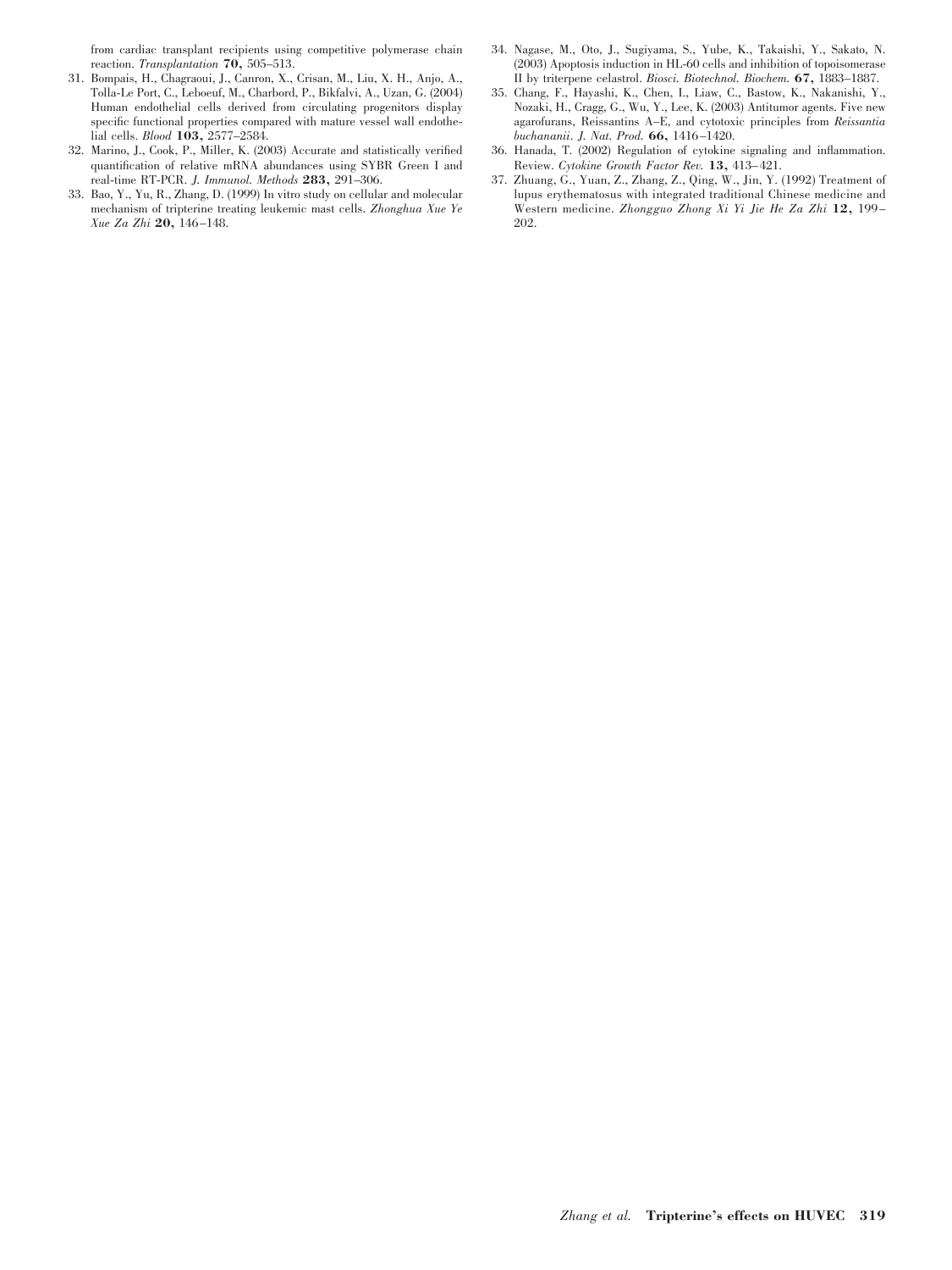from cardiac transplant recipients using competitive polymerase chain reaction. *Transplantation* **70,** 505–513.

31. Bompais, H., Chagraoui, J., Canron, X., Crisan, M., Liu, X. H., Anjo, A., Tolla-Le Port, C., Leboeuf, M., Charbord, P., Bikfalvi, A., Uzan, G. (2004) Human endothelial cells derived from circulating progenitors display specific functional properties compared with mature vessel wall endothelial cells. *Blood* **103,** 2577–2584.
32. Marino, J., Cook, P., Miller, K. (2003) Accurate and statistically verified quantification of relative mRNA abundances using SYBR Green I and real-time RT-PCR. *J. Immunol. Methods* **283,** 291–306.
33. Bao, Y., Yu, R., Zhang, D. (1999) In vitro study on cellular and molecular mechanism of tripterine treating leukemic mast cells. *Zhonghua Xue Ye Xue Za Zhi* **20,** 146–148.
34. Nagase, M., Oto, J., Sugiyama, S., Yube, K., Takaishi, Y., Sakato, N. (2003) Apoptosis induction in HL-60 cells and inhibition of topoisomerase II by triterpene celastrol. *Biosci. Biotechnol. Biochem.* **67,** 1883–1887.
35. Chang, F., Hayashi, K., Chen, I., Liaw, C., Bastow, K., Nakanishi, Y., Nozaki, H., Cragg, G., Wu, Y., Lee, K. (2003) Antitumor agents. Five new agarofurans, Reissantins A–E, and cytotoxic principles from *Reissantia buchananii*. *J. Nat. Prod.* **66,** 1416–1420.
36. Hanada, T. (2002) Regulation of cytokine signaling and inflammation. Review. *Cytokine Growth Factor Rev.* **13,** 413–421.
37. Zhuang, G., Yuan, Z., Zhang, Z., Qing, W., Jin, Y. (1992) Treatment of lupus erythematosus with integrated traditional Chinese medicine and Western medicine. *Zhongguo Zhong Xi Yi Jie He Za Zhi* **12,** 199–202.